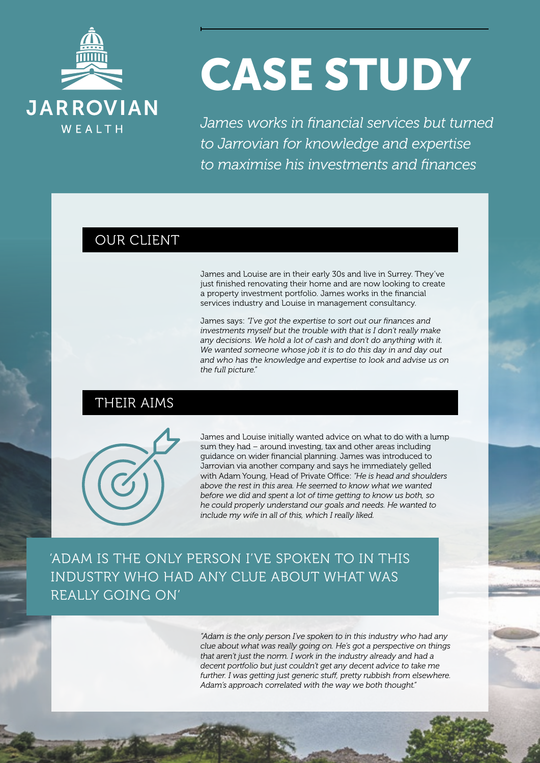JARROVIAN

WEALTH

# CASE STUDY

*James works in financial services but turned to Jarrovian for knowledge and expertise to maximise his investments and finances*

## OUR CLIENT

James and Louise are in their early 30s and live in Surrey. They've just finished renovating their home and are now looking to create a property investment portfolio. James works in the financial services industry and Louise in management consultancy.

James says: *"I've got the expertise to sort out our finances and investments myself but the trouble with that is I don't really make any decisions. We hold a lot of cash and don't do anything with it. We wanted someone whose job it is to do this day in and day out and who has the knowledge and expertise to look and advise us on the full picture."*

## THEIR AIMS

James and Louise initially wanted advice on what to do with a lump sum they had – around investing, tax and other areas including guidance on wider financial planning. James was introduced to Jarrovian via another company and says he immediately gelled with Adam Young, Head of Private Office: *"He is head and shoulders above the rest in this area. He seemed to know what we wanted before we did and spent a lot of time getting to know us both, so he could properly understand our goals and needs. He wanted to include my wife in all of this, which I really liked.*

> 'ADAM IS THE ONLY PERSON I'VE SPOKEN TO IN THIS INDUSTRY WHO HAD ANY CLUE ABOUT WHAT WAS REALLY GOING ON'

*"Adam is the only person I've spoken to in this industry who had any clue about what was really going on. He's got a perspective on things that aren't just the norm. I work in the industry already and had a decent portfolio but just couldn't get any decent advice to take me further. I was getting just generic stuff, pretty rubbish from elsewhere. Adam's approach correlated with the way we both thought."*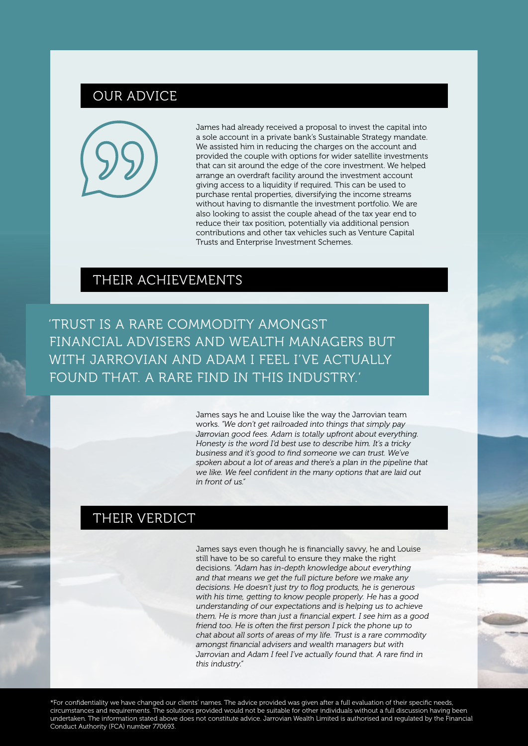## OUR ADVICE

James had already received a proposal to invest the capital into a sole account in a private bank's Sustainable Strategy mandate. We assisted him in reducing the charges on the account and provided the couple with options for wider satellite investments that can sit around the edge of the core investment. We helped arrange an overdraft facility around the investment account giving access to a liquidity if required. This can be used to purchase rental properties, diversifying the income streams without having to dismantle the investment portfolio. We are also looking to assist the couple ahead of the tax year end to reduce their tax position, potentially via additional pension contributions and other tax vehicles such as Venture Capital Trusts and Enterprise Investment Schemes.

## THEIR ACHIEVEMENTS

'TRUST IS A RARE COMMODITY AMONGST FINANCIAL ADVISERS AND WEALTH MANAGERS BUT WITH JARROVIAN AND ADAM I FEEL I'VE ACTUALLY FOUND THAT. A RARE FIND IN THIS INDUSTRY.'

James says he and Louise like the way the Jarrovian team works. *"We don't get railroaded into things that simply pay Jarrovian good fees. Adam is totally upfront about everything. Honesty is the word I'd best use to describe him. It's a tricky business and it's good to find someone we can trust. We've spoken about a lot of areas and there's a plan in the pipeline that we like. We feel confident in the many options that are laid out in front of us."*

## THEIR VERDICT

James says even though he is financially savvy, he and Louise still have to be so careful to ensure they make the right decisions. *"Adam has in-depth knowledge about everything and that means we get the full picture before we make any decisions. He doesn't just try to flog products, he is generous with his time, getting to know people properly. He has a good understanding of our expectations and is helping us to achieve them. He is more than just a financial expert. I see him as a good friend too. He is often the first person I pick the phone up to chat about all sorts of areas of my life. Trust is a rare commodity amongst financial advisers and wealth managers but with Jarrovian and Adam I feel I've actually found that. A rare find in this industry."*

*For confidentiality we have changed our clients' names. The advice provided was given after a full evaluation of their specific needs, circumstances and requirements. The solutions provided would not be suitable for other individuals without a full discussion having been undertaken. The information stated above does not constitute advice. Jarrovian Wealth Limited is authorised and regulated by the Financial Conduct Authority (FCA) number 770693.